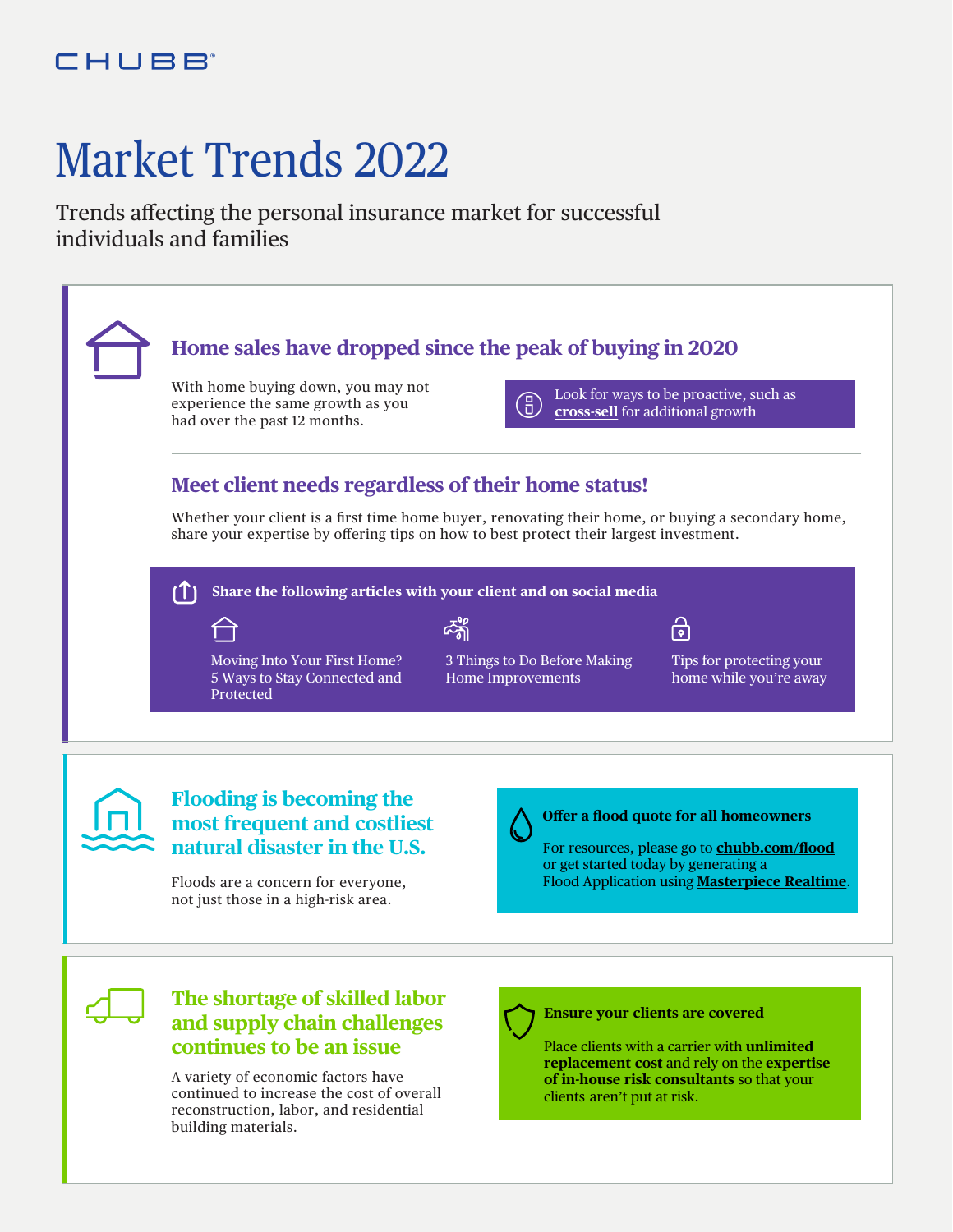CHUBB

# Market Trends 2022

Trends affecting the personal insurance market for successful individuals and families

## Home sales have dropped since the peak of buying in 2020

With home buying down, you may not experience the same growth as you had over the past 12 months.

Look for ways to be proactive, such as **cross-sell** for additional growth

## Meet client needs regardless of their home status!

Whether your client is a first time home buyer, renovating their home, or buying a secondary home, share your expertise by offering tips on how to best protect their largest investment.

**Share the following articles with your client and on social media**

- Moving Into Your First Home? 5 Ways to Stay Connected and Protected
- 3 Things to Do Before Making Home Improvements
- Tips for protecting your home while you're away

## Flooding is becoming the most frequent and costliest natural disaster in the U.S.

Floods are a concern for everyone, not just those in a high-risk area.

**Offer a flood quote for all homeowners**

For resources, please go to **chubb.com/flood** or get started today by generating a Flood Application using **Masterpiece Realtime**.

## The shortage of skilled labor and supply chain challenges continues to be an issue

A variety of economic factors have continued to increase the cost of overall reconstruction, labor, and residential building materials.

**Ensure your clients are covered**

Place clients with a carrier with **unlimited replacement cost** and rely on the **expertise of in-house risk consultants** so that your clients aren't put at risk.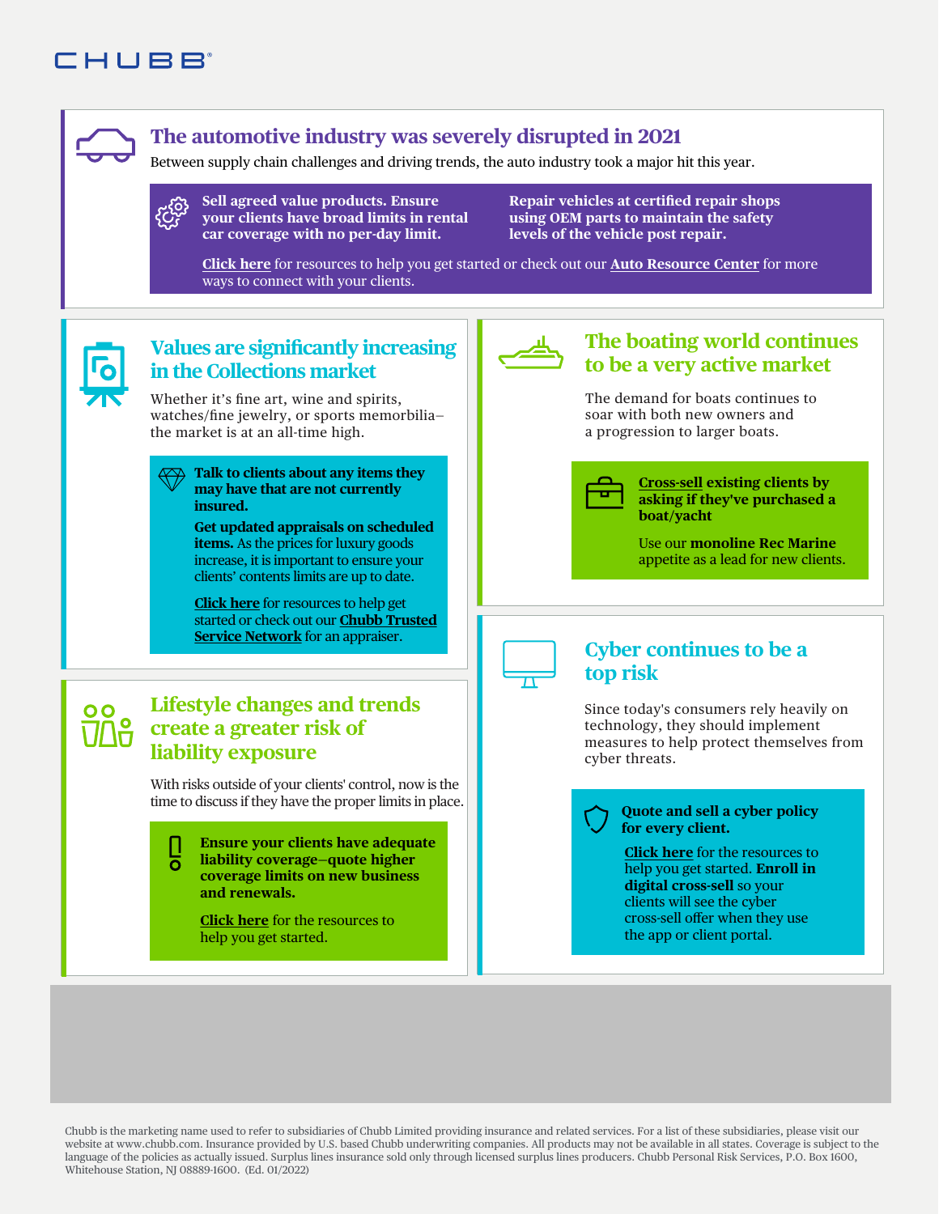## The automotive industry was severely disrupted in 2021

Between supply chain challenges and driving trends, the auto industry took a major hit this year.

**Sell agreed value products. Ensure your clients have broad limits in rental car coverage with no per-day limit.**

**Repair vehicles at certified repair shops using OEM parts to maintain the safety levels of the vehicle post repair.**

**Click here** for resources to help you get started or check out our **Auto Resource Center** for more ways to connect with your clients.

## Values are significantly increasing in the Collections market

Whether it's fine art, wine and spirits, watches/fine jewelry, or sports memorbilia–the market is at an all-time high.

**Talk to clients about any items they may have that are not currently insured.**

**Get updated appraisals on scheduled items.** As the prices for luxury goods increase, it is important to ensure your clients' contents limits are up to date.

**Click here** for resources to help get started or check out our **Chubb Trusted Service Network** for an appraiser.

## Lifestyle changes and trends create a greater risk of liability exposure

With risks outside of your clients' control, now is the time to discuss if they have the proper limits in place.

**Ensure your clients have adequate liability coverage–quote higher coverage limits on new business and renewals.**

**Click here** for the resources to help you get started.

## The boating world continues to be a very active market

The demand for boats continues to soar with both new owners and a progression to larger boats.

**Cross-sell existing clients by asking if they've purchased a boat/yacht**

Use our **monoline Rec Marine** appetite as a lead for new clients.

## Cyber continues to be a top risk

Since today's consumers rely heavily on technology, they should implement measures to help protect themselves from cyber threats.

**Quote and sell a cyber policy for every client.**

**Click here** for the resources to help you get started. **Enroll in digital cross-sell** so your clients will see the cyber cross-sell offer when they use the app or client portal.

Chubb is the marketing name used to refer to subsidiaries of Chubb Limited providing insurance and related services. For a list of these subsidiaries, please visit our website at www.chubb.com. Insurance provided by U.S. based Chubb underwriting companies. All products may not be available in all states. Coverage is subject to the language of the policies as actually issued. Surplus lines insurance sold only through licensed surplus lines producers. Chubb Personal Risk Services, P.O. Box 1600, Whitehouse Station, NJ 08889-1600. (Ed. 01/2022)